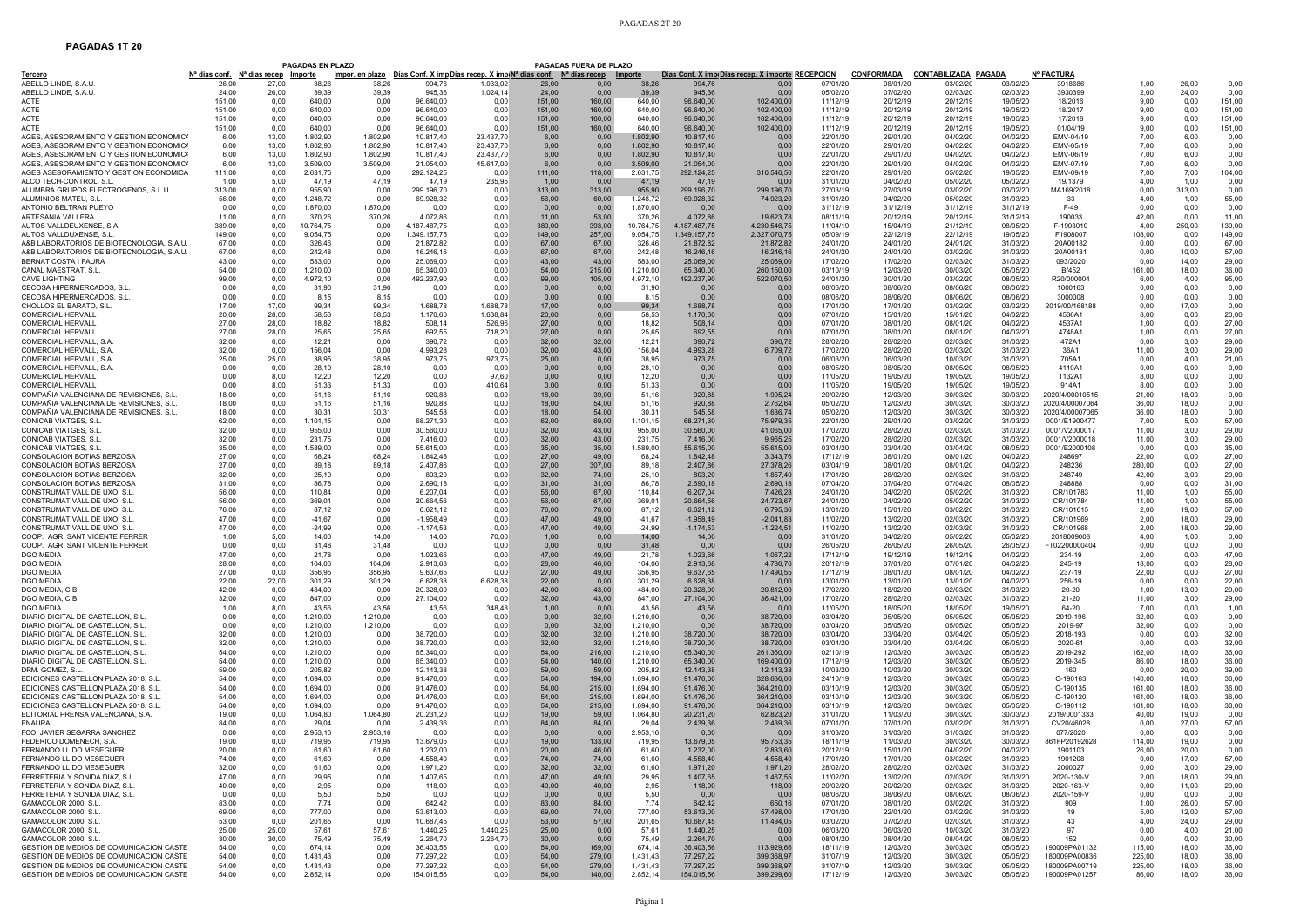## PAGADAS 1T 20

| Tercero | PAGADAS EN PLAZO<br>Nº días conf. | Nº días recep | Importe | Impor. en plazo | Días Conf. X imp | Días recep. X imp | PAGADAS FUERA DE PLAZO<br>Nº días conf. | Nº días recep | Importe | Días Conf. X imp | Días recep. X importe | RECEPCION | CONFORMADA | CONTABILIZADA | PAGADA | Nº FACTURA | | | |
|---|---|---|---|---|---|---|---|---|---|---|---|---|---|---|---|---|---|---|---|
| ABELLO LINDE, S.A.U. | 26,00 | 27,00 | 38,26 | 38,26 | 994,76 | 1.033,02 | 26,00 | 0,00 | 38,26 | 994,76 | 0,00 | 07/01/20 | 08/01/20 | 03/02/20 | 03/02/20 | 3918686 | 1,00 | 26,00 | 0,00 |
| ABELLO LINDE, S.A.U. | 24,00 | 26,00 | 39,39 | 39,39 | 945,36 | 1.024,14 | 24,00 | 0,00 | 39,39 | 945,36 | 0,00 | 05/02/20 | 07/02/20 | 02/03/20 | 02/03/20 | 3930399 | 2,00 | 24,00 | 0,00 |
| ACTE | 151,00 | 0,00 | 640,00 | 0,00 | 96.640,00 | 0,00 | 151,00 | 160,00 | 640,00 | 96.640,00 | 102.400,00 | 11/12/19 | 20/12/19 | 20/12/19 | 19/05/20 | 18/2016 | 9,00 | 0,00 | 151,00 |
| ACTE | 151,00 | 0,00 | 640,00 | 0,00 | 96.640,00 | 0,00 | 151,00 | 160,00 | 640,00 | 96.640,00 | 102.400,00 | 11/12/19 | 20/12/19 | 20/12/19 | 19/05/20 | 18/2017 | 9,00 | 0,00 | 151,00 |
| ACTE | 151,00 | 0,00 | 640,00 | 0,00 | 96.640,00 | 0,00 | 151,00 | 160,00 | 640,00 | 96.640,00 | 102.400,00 | 11/12/19 | 20/12/19 | 20/12/19 | 19/05/20 | 17/2018 | 9,00 | 0,00 | 151,00 |
| ACTE | 151,00 | 0,00 | 640,00 | 0,00 | 96.640,00 | 0,00 | 151,00 | 160,00 | 640,00 | 96.640,00 | 102.400,00 | 11/12/19 | 20/12/19 | 20/12/19 | 19/05/20 | 01/04/19 | 9,00 | 0,00 | 151,00 |
| AGES, ASESORAMIENTO Y GESTION ECONOMICA | 6,00 | 13,00 | 1.802,90 | 1.802,90 | 10.817,40 | 23.437,70 | 6,00 | 0,00 | 1.802,90 | 10.817,40 | 0,00 | 22/01/20 | 29/01/20 | 04/02/20 | 04/02/20 | EMV-04/19 | 7,00 | 6,00 | 0,00 |
| AGES, ASESORAMIENTO Y GESTION ECONOMICA | 6,00 | 13,00 | 1.802,90 | 1.802,90 | 10.817,40 | 23.437,70 | 6,00 | 0,00 | 1.802,90 | 10.817,40 | 0,00 | 22/01/20 | 29/01/20 | 04/02/20 | 04/02/20 | EMV-05/19 | 7,00 | 6,00 | 0,00 |
| AGES, ASESORAMIENTO Y GESTION ECONOMICA | 6,00 | 13,00 | 1.802,90 | 1.802,90 | 10.817,40 | 23.437,70 | 6,00 | 0,00 | 1.802,90 | 10.817,40 | 0,00 | 22/01/20 | 29/01/20 | 04/02/20 | 04/02/20 | EMV-06/19 | 7,00 | 6,00 | 0,00 |
| AGES, ASESORAMIENTO Y GESTION ECONOMICA | 6,00 | 13,00 | 3.509,00 | 3.509,00 | 21.054,00 | 45.617,00 | 6,00 | 0,00 | 3.509,00 | 21.054,00 | 0,00 | 22/01/20 | 29/01/20 | 04/02/20 | 04/02/20 | EMV-07/19 | 7,00 | 6,00 | 0,00 |
| AGES ASESORAMIENTO Y GESTION ECONOMICA | 111,00 | 0,00 | 2.631,75 | 0,00 | 292.124,25 | 0,00 | 111,00 | 118,00 | 2.631,75 | 292.124,25 | 310.546,50 | 22/01/20 | 29/01/20 | 05/02/20 | 19/05/20 | EMV-09/19 | 7,00 | 7,00 | 104,00 |
| ALCO TECH-CONTROL, S.L. | 1,00 | 5,00 | 47,19 | 47,19 | 47,19 | 235,95 | 1,00 | 0,00 | 47,19 | 47,19 | 0,00 | 31/01/20 | 04/02/20 | 05/02/20 | 05/02/20 | 19/1379 | 4,00 | 1,00 | 0,00 |
| ALUMBRA GRUPOS ELECTROGENOS, S.L.U. | 313,00 | 0,00 | 955,90 | 0,00 | 299.196,70 | 0,00 | 313,00 | 313,00 | 955,90 | 299.196,70 | 299.196,70 | 27/03/19 | 27/03/19 | 03/02/20 | 03/02/20 | MA169/2018 | 0,00 | 313,00 | 0,00 |
| ALUMINIOS MATEU, S.L. | 56,00 | 0,00 | 1.248,72 | 0,00 | 69.928,32 | 0,00 | 56,00 | 60,00 | 1.248,72 | 69.928,32 | 74.923,20 | 31/01/20 | 04/02/20 | 05/02/20 | 31/03/20 | 33 | 4,00 | 1,00 | 55,00 |
| ANTONIO BELTRAN PUEYO | 0,00 | 0,00 | 1.870,00 | 1.870,00 | 0,00 | 0,00 | 0,00 | 0,00 | 1.870,00 | 0,00 | 0,00 | 31/12/19 | 31/12/19 | 31/12/19 | 31/12/19 | F-49 | 0,00 | 0,00 | 0,00 |
| ARTESANIA VALLERA | 11,00 | 0,00 | 370,26 | 370,26 | 4.072,86 | 0,00 | 11,00 | 53,00 | 370,26 | 4.072,86 | 19.623,78 | 08/11/19 | 20/12/19 | 20/12/19 | 31/12/19 | 190033 | 42,00 | 0,00 | 11,00 |
| AUTOS VALLDEUXENSE, S.A. | 389,00 | 0,00 | 10.764,75 | 0,00 | 4.187.487,75 | 0,00 | 389,00 | 393,00 | 10.764,75 | 4.187.487,75 | 4.230.546,75 | 11/04/19 | 15/04/19 | 21/12/19 | 08/05/20 | F-1903010 | 4,00 | 250,00 | 139,00 |
| AUTOS VALLDUXENSE, S.L. | 149,00 | 0,00 | 9.054,75 | 0,00 | 1.349.157,75 | 0,00 | 149,00 | 257,00 | 9.054,75 | 1.349.157,75 | 2.327.070,75 | 05/09/19 | 22/12/19 | 22/12/19 | 19/05/20 | F1908007 | 108,00 | 0,00 | 149,00 |
| A&B LABORATORIOS DE BIOTECNOLOGIA, S.A.U. | 67,00 | 0,00 | 326,46 | 0,00 | 21.872,82 | 0,00 | 67,00 | 67,00 | 326,46 | 21.872,82 | 21.872,82 | 24/01/20 | 24/01/20 | 24/01/20 | 31/03/20 | 20A00182 | 0,00 | 0,00 | 67,00 |
| A&B LABORATORIOS DE BIOTECNOLOGIA, S.A.U. | 67,00 | 0,00 | 242,48 | 0,00 | 16.246,16 | 0,00 | 67,00 | 67,00 | 242,48 | 16.246,16 | 16.246,16 | 24/01/20 | 24/01/20 | 03/02/20 | 31/03/20 | 20A00181 | 0,00 | 10,00 | 57,00 |
| BERNAT COSTA I FAURA | 43,00 | 0,00 | 583,00 | 0,00 | 25.069,00 | 0,00 | 43,00 | 43,00 | 583,00 | 25.069,00 | 25.069,00 | 17/02/20 | 17/02/20 | 02/03/20 | 31/03/20 | 093/2020 | 0,00 | 14,00 | 29,00 |
| CANAL MAESTRAT, S.L. | 54,00 | 0,00 | 1.210,00 | 0,00 | 65.340,00 | 0,00 | 54,00 | 215,00 | 1.210,00 | 65.340,00 | 260.150,00 | 03/10/19 | 12/03/20 | 30/03/20 | 05/05/20 | B/452 | 161,00 | 18,00 | 36,00 |
| CAVE LIGHTING | 99,00 | 0,00 | 4.972,10 | 0,00 | 492.237,90 | 0,00 | 99,00 | 105,00 | 4.972,10 | 492.237,90 | 522.070,50 | 24/01/20 | 30/01/20 | 03/02/20 | 08/05/20 | R20/000004 | 6,00 | 4,00 | 95,00 |
| CECOSA HIPERMERCADOS, S.L. | 0,00 | 0,00 | 31,90 | 31,90 | 0,00 | 0,00 | 0,00 | 0,00 | 31,90 | 0,00 | 0,00 | 08/06/20 | 08/06/20 | 08/06/20 | 08/06/20 | 1000163 | 0,00 | 0,00 | 0,00 |
| CECOSA HIPERMERCADOS, S.L. | 0,00 | 0,00 | 8,15 | 8,15 | 0,00 | 0,00 | 0,00 | 0,00 | 8,15 | 0,00 | 0,00 | 08/06/20 | 08/06/20 | 08/06/20 | 08/06/20 | 3000008 | 0,00 | 0,00 | 0,00 |
| CHOLLOS EL BARATO, S.L. | 17,00 | 17,00 | 99,34 | 99,34 | 1.688,78 | 1.688,78 | 17,00 | 0,00 | 99,34 | 1.688,78 | 0,00 | 17/01/20 | 17/01/20 | 03/02/20 | 03/02/20 | 2019/00/168188 | 0,00 | 17,00 | 0,00 |
| COMERCIAL HERVALL | 20,00 | 28,00 | 58,53 | 58,53 | 1.170,60 | 1.638,84 | 20,00 | 0,00 | 58,53 | 1.170,60 | 0,00 | 07/01/20 | 15/01/20 | 04/02/20 | 04/02/20 | 4536A1 | 8,00 | 0,00 | 20,00 |
| COMERCIAL HERVALL | 27,00 | 28,00 | 18,82 | 18,82 | 508,14 | 526,96 | 27,00 | 0,00 | 18,82 | 508,14 | 0,00 | 07/01/20 | 08/01/20 | 08/01/20 | 04/02/20 | 4537A1 | 1,00 | 0,00 | 27,00 |
| COMERCIAL HERVALL | 27,00 | 28,00 | 25,65 | 25,65 | 692,55 | 718,20 | 27,00 | 0,00 | 25,65 | 692,55 | 0,00 | 07/01/20 | 08/01/20 | 08/01/20 | 04/02/20 | 4748A1 | 1,00 | 0,00 | 27,00 |
| COMERCIAL HERVALL, S.A. | 32,00 | 0,00 | 12,21 | 0,00 | 390,72 | 0,00 | 32,00 | 32,00 | 12,21 | 390,72 | 390,72 | 28/02/20 | 28/02/20 | 02/03/20 | 31/03/20 | 472A1 | 0,00 | 3,00 | 29,00 |
| COMERCIAL HERVALL, S.A. | 32,00 | 0,00 | 156,04 | 0,00 | 4.993,28 | 0,00 | 32,00 | 43,00 | 156,04 | 4.993,28 | 6.709,72 | 17/02/20 | 28/02/20 | 02/03/20 | 31/03/20 | 36A1 | 11,00 | 3,00 | 29,00 |
| COMERCIAL HERVALL, S.A. | 25,00 | 25,00 | 38,95 | 38,95 | 973,75 | 973,75 | 25,00 | 0,00 | 38,95 | 973,75 | 0,00 | 06/03/20 | 06/03/20 | 10/03/20 | 31/03/20 | 705A1 | 0,00 | 4,00 | 21,00 |
| COMERCIAL HERVALL, S.A. | 0,00 | 0,00 | 28,10 | 28,10 | 0,00 | 0,00 | 0,00 | 0,00 | 28,10 | 0,00 | 0,00 | 08/05/20 | 08/05/20 | 08/05/20 | 08/05/20 | 4110A1 | 0,00 | 0,00 | 0,00 |
| COMERCIAL HERVALL | 0,00 | 8,00 | 12,20 | 12,20 | 0,00 | 97,60 | 0,00 | 0,00 | 12,20 | 0,00 | 0,00 | 11/05/20 | 19/05/20 | 19/05/20 | 19/05/20 | 1132A1 | 8,00 | 0,00 | 0,00 |
| COMERCIAL HERVALL | 0,00 | 8,00 | 51,33 | 51,33 | 0,00 | 410,64 | 0,00 | 0,00 | 51,33 | 0,00 | 0,00 | 11/05/20 | 19/05/20 | 19/05/20 | 19/05/20 | 914A1 | 8,00 | 0,00 | 0,00 |
| COMPAÑIA VALENCIANA DE REVISIONES, S.L. | 18,00 | 0,00 | 51,16 | 51,16 | 920,88 | 0,00 | 18,00 | 39,00 | 51,16 | 920,88 | 1.995,24 | 20/02/20 | 12/03/20 | 30/03/20 | 30/03/20 | 2020/4/00010515 | 21,00 | 18,00 | 0,00 |
| COMPAÑIA VALENCIANA DE REVISIONES, S.L. | 18,00 | 0,00 | 51,16 | 51,16 | 920,88 | 0,00 | 18,00 | 54,00 | 51,16 | 920,88 | 2.762,64 | 05/02/20 | 12/03/20 | 30/03/20 | 30/03/20 | 2020/4/00007064 | 36,00 | 18,00 | 0,00 |
| COMPAÑIA VALENCIANA DE REVISIONES, S.L. | 18,00 | 0,00 | 30,31 | 30,31 | 545,58 | 0,00 | 18,00 | 54,00 | 30,31 | 545,58 | 1.636,74 | 05/02/20 | 12/03/20 | 30/03/20 | 30/03/20 | 2020/4/00007065 | 36,00 | 18,00 | 0,00 |
| CONICAB VIATGES, S.L. | 62,00 | 0,00 | 1.101,15 | 0,00 | 68.271,30 | 0,00 | 62,00 | 69,00 | 1.101,15 | 68.271,30 | 75.979,35 | 22/01/20 | 29/01/20 | 03/02/20 | 31/03/20 | 0001/E1900477 | 7,00 | 5,00 | 57,00 |
| CONICAB VIATGES, S.L. | 32,00 | 0,00 | 955,00 | 0,00 | 30.560,00 | 0,00 | 32,00 | 43,00 | 955,00 | 30.560,00 | 41.065,00 | 17/02/20 | 28/02/20 | 02/03/20 | 31/03/20 | 0001/V2000017 | 11,00 | 3,00 | 29,00 |
| CONICAB VIATGES, S.L. | 32,00 | 0,00 | 231,75 | 0,00 | 7.416,00 | 0,00 | 32,00 | 43,00 | 231,75 | 7.416,00 | 9.965,25 | 17/02/20 | 28/02/20 | 02/03/20 | 31/03/20 | 0001/V2000018 | 11,00 | 3,00 | 29,00 |
| CONICAB VIATGES, S.L. | 35,00 | 0,00 | 1.589,00 | 0,00 | 55.615,00 | 0,00 | 35,00 | 35,00 | 1.589,00 | 55.615,00 | 55.615,00 | 03/04/20 | 03/04/20 | 03/04/20 | 08/05/20 | 0001/E2000108 | 0,00 | 0,00 | 35,00 |
| CONSOLACION BOTIAS BERZOSA | 27,00 | 0,00 | 68,24 | 68,24 | 1.842,48 | 0,00 | 27,00 | 49,00 | 68,24 | 1.842,48 | 3.343,76 | 17/12/19 | 08/01/20 | 08/01/20 | 04/02/20 | 248697 | 22,00 | 0,00 | 27,00 |
| CONSOLACION BOTIAS BERZOSA | 27,00 | 0,00 | 89,18 | 89,18 | 2.407,86 | 0,00 | 27,00 | 307,00 | 89,18 | 2.407,86 | 27.378,26 | 03/04/19 | 08/01/20 | 08/01/20 | 04/02/20 | 248236 | 280,00 | 0,00 | 27,00 |
| CONSOLACION BOTIAS BERZOSA | 32,00 | 0,00 | 25,10 | 0,00 | 803,20 | 0,00 | 32,00 | 74,00 | 25,10 | 803,20 | 1.857,40 | 17/01/20 | 28/02/20 | 02/03/20 | 31/03/20 | 248749 | 42,00 | 3,00 | 29,00 |
| CONSOLACION BOTIAS BERZOSA | 31,00 | 0,00 | 86,78 | 0,00 | 2.690,18 | 0,00 | 31,00 | 31,00 | 86,78 | 2.690,18 | 2.690,18 | 07/04/20 | 07/04/20 | 07/04/20 | 08/05/20 | 248888 | 0,00 | 0,00 | 31,00 |
| CONSTRUMAT VALL DE UXO, S.L. | 56,00 | 0,00 | 110,84 | 0,00 | 6.207,04 | 0,00 | 56,00 | 67,00 | 110,84 | 6.207,04 | 7.426,28 | 24/01/20 | 04/02/20 | 05/02/20 | 31/03/20 | CR/101783 | 11,00 | 1,00 | 55,00 |
| CONSTRUMAT VALL DE UXO, S.L. | 56,00 | 0,00 | 369,01 | 0,00 | 20.664,56 | 0,00 | 56,00 | 67,00 | 369,01 | 20.664,56 | 24.723,67 | 24/01/20 | 04/02/20 | 05/02/20 | 31/03/20 | CR/101784 | 11,00 | 1,00 | 55,00 |
| CONSTRUMAT VALL DE UXO, S.L. | 76,00 | 0,00 | 87,12 | 0,00 | 6.621,12 | 0,00 | 76,00 | 78,00 | 87,12 | 6.621,12 | 6.795,36 | 13/01/20 | 15/01/20 | 03/02/20 | 31/03/20 | CR/101615 | 2,00 | 19,00 | 57,00 |
| CONSTRUMAT VALL DE UXO, S.L. | 47,00 | 0,00 | -41,67 | 0,00 | -1.958,49 | 0,00 | 47,00 | 49,00 | -41,67 | -1.958,49 | -2.041,83 | 11/02/20 | 13/02/20 | 02/03/20 | 31/03/20 | CR/101969 | 2,00 | 18,00 | 29,00 |
| CONSTRUMAT VALL DE UXO, S.L. | 47,00 | 0,00 | -24,99 | 0,00 | -1.174,53 | 0,00 | 47,00 | 49,00 | -24,99 | -1.174,53 | -1.224,51 | 11/02/20 | 13/02/20 | 02/03/20 | 31/03/20 | CR/101968 | 2,00 | 18,00 | 29,00 |
| COOP. AGR. SANT VICENTE FERRER | 1,00 | 5,00 | 14,00 | 14,00 | 14,00 | 70,00 | 1,00 | 0,00 | 14,00 | 14,00 | 0,00 | 31/01/20 | 04/02/20 | 05/02/20 | 05/02/20 | 2018009008 | 4,00 | 1,00 | 0,00 |
| COOP. AGR. SANT VICENTE FERRER | 0,00 | 0,00 | 31,48 | 0,00 | 0,00 | 0,00 | 0,00 | 0,00 | 31,48 | 0,00 | 0,00 | 26/05/20 | 26/05/20 | 26/05/20 | 26/05/20 | FT02200000404 | 0,00 | 0,00 | 0,00 |
| DGO MEDIA | 47,00 | 0,00 | 21,78 | 0,00 | 1.023,66 | 0,00 | 47,00 | 49,00 | 21,78 | 1.023,66 | 1.067,22 | 17/12/19 | 19/12/19 | 19/12/19 | 04/02/20 | 234-19 | 2,00 | 0,00 | 47,00 |
| DGO MEDIA | 28,00 | 0,00 | 104,06 | 104,06 | 2.913,68 | 0,00 | 28,00 | 46,00 | 104,06 | 2.913,68 | 4.786,76 | 20/12/19 | 07/01/20 | 07/01/20 | 04/02/20 | 245-19 | 18,00 | 0,00 | 28,00 |
| DGO MEDIA | 27,00 | 0,00 | 356,95 | 356,95 | 9.637,65 | 0,00 | 27,00 | 49,00 | 356,95 | 9.637,65 | 17.490,55 | 17/12/19 | 08/01/20 | 08/01/20 | 04/02/20 | 237-19 | 22,00 | 0,00 | 27,00 |
| DGO MEDIA | 22,00 | 22,00 | 301,29 | 301,29 | 6.628,38 | 6.628,38 | 22,00 | 0,00 | 301,29 | 6.628,38 | 0,00 | 13/01/20 | 13/01/20 | 13/01/20 | 04/02/20 | 256-19 | 0,00 | 0,00 | 22,00 |
| DGO MEDIA, C.B. | 42,00 | 0,00 | 484,00 | 0,00 | 20.328,00 | 0,00 | 42,00 | 43,00 | 484,00 | 20.328,00 | 20.812,00 | 17/02/20 | 18/02/20 | 02/03/20 | 31/03/20 | 20-20 | 1,00 | 13,00 | 29,00 |
| DGO MEDIA, C.B. | 32,00 | 0,00 | 847,00 | 0,00 | 27.104,00 | 0,00 | 32,00 | 43,00 | 847,00 | 27.104,00 | 36.421,00 | 17/02/20 | 28/02/20 | 02/03/20 | 31/03/20 | 21-20 | 11,00 | 3,00 | 29,00 |
| DGO MEDIA | 1,00 | 8,00 | 43,56 | 43,56 | 43,56 | 348,48 | 1,00 | 0,00 | 43,56 | 43,56 | 0,00 | 11/05/20 | 18/05/20 | 18/05/20 | 19/05/20 | 64-20 | 7,00 | 0,00 | 1,00 |
| DIARIO DIGITAL DE CASTELLON, S.L. | 0,00 | 0,00 | 1.210,00 | 1.210,00 | 0,00 | 0,00 | 0,00 | 32,00 | 1.210,00 | 0,00 | 38.720,00 | 03/04/20 | 05/05/20 | 05/05/20 | 05/05/20 | 2019-196 | 32,00 | 0,00 | 0,00 |
| DIARIO DIGITAL DE CASTELLON, S.L. | 0,00 | 0,00 | 1.210,00 | 1.210,00 | 0,00 | 0,00 | 0,00 | 32,00 | 1.210,00 | 0,00 | 38.720,00 | 03/04/20 | 05/05/20 | 05/05/20 | 05/05/20 | 2019-97 | 32,00 | 0,00 | 0,00 |
| DIARIO DIGITAL DE CASTELLON, S.L. | 32,00 | 0,00 | 1.210,00 | 0,00 | 38.720,00 | 0,00 | 32,00 | 32,00 | 1.210,00 | 38.720,00 | 38.720,00 | 03/04/20 | 03/04/20 | 03/04/20 | 05/05/20 | 2018-193 | 0,00 | 0,00 | 32,00 |
| DIARIO DIGITAL DE CASTELLON, S.L. | 32,00 | 0,00 | 1.210,00 | 0,00 | 38.720,00 | 0,00 | 32,00 | 32,00 | 1.210,00 | 38.720,00 | 38.720,00 | 03/04/20 | 03/04/20 | 03/04/20 | 05/05/20 | 2020-61 | 0,00 | 0,00 | 32,00 |
| DIARIO DIGITAL DE CASTELLON, S.L. | 54,00 | 0,00 | 1.210,00 | 0,00 | 65.340,00 | 0,00 | 54,00 | 216,00 | 1.210,00 | 65.340,00 | 261.360,00 | 02/10/19 | 12/03/20 | 30/03/20 | 05/05/20 | 2019-292 | 162,00 | 18,00 | 36,00 |
| DIARIO DIGITAL DE CASTELLON, S.L. | 54,00 | 0,00 | 1.210,00 | 0,00 | 65.340,00 | 0,00 | 54,00 | 140,00 | 1.210,00 | 65.340,00 | 169.400,00 | 17/12/19 | 12/03/20 | 30/03/20 | 05/05/20 | 2019-345 | 86,00 | 18,00 | 36,00 |
| DRM. GOMEZ, S.L. | 59,00 | 0,00 | 205,82 | 0,00 | 12.143,38 | 0,00 | 59,00 | 59,00 | 205,82 | 12.143,38 | 12.143,38 | 10/03/20 | 10/03/20 | 30/03/20 | 08/05/20 | 160 | 0,00 | 20,00 | 39,00 |
| EDICIONES CASTELLON PLAZA 2018, S.L. | 54,00 | 0,00 | 1.694,00 | 0,00 | 91.476,00 | 0,00 | 54,00 | 194,00 | 1.694,00 | 91.476,00 | 328.636,00 | 24/10/19 | 12/03/20 | 30/03/20 | 05/05/20 | C-190163 | 140,00 | 18,00 | 36,00 |
| EDICIONES CASTELLON PLAZA 2018, S.L. | 54,00 | 0,00 | 1.694,00 | 0,00 | 91.476,00 | 0,00 | 54,00 | 215,00 | 1.694,00 | 91.476,00 | 364.210,00 | 03/10/19 | 12/03/20 | 30/03/20 | 05/05/20 | C-190135 | 161,00 | 18,00 | 36,00 |
| EDICIONES CASTELLON PLAZA 2018, S.L. | 54,00 | 0,00 | 1.694,00 | 0,00 | 91.476,00 | 0,00 | 54,00 | 215,00 | 1.694,00 | 91.476,00 | 364.210,00 | 03/10/19 | 12/03/20 | 30/03/20 | 05/05/20 | C-190120 | 161,00 | 18,00 | 36,00 |
| EDICIONES CASTELLON PLAZA 2018, S.L. | 54,00 | 0,00 | 1.694,00 | 0,00 | 91.476,00 | 0,00 | 54,00 | 215,00 | 1.694,00 | 91.476,00 | 364.210,00 | 03/10/19 | 12/03/20 | 30/03/20 | 05/05/20 | C-190112 | 161,00 | 18,00 | 36,00 |
| EDITORIAL PRENSA VALENCIANA, S.A. | 19,00 | 0,00 | 1.064,80 | 1.064,80 | 20.231,20 | 0,00 | 19,00 | 59,00 | 1.064,80 | 20.231,20 | 62.823,20 | 31/01/20 | 11/03/20 | 30/03/20 | 30/03/20 | 2019/0001333 | 40,00 | 19,00 | 0,00 |
| ENAURA | 84,00 | 0,00 | 29,04 | 0,00 | 2.439,36 | 0,00 | 84,00 | 84,00 | 29,04 | 2.439,36 | 2.439,36 | 07/01/20 | 07/01/20 | 03/02/20 | 31/03/20 | CV20/46028 | 0,00 | 27,00 | 57,00 |
| FCO. JAVIER SEGARRA SANCHEZ | 0,00 | 0,00 | 2.953,16 | 2.953,16 | 0,00 | 0,00 | 0,00 | 0,00 | 2.953,16 | 0,00 | 0,00 | 31/03/20 | 31/03/20 | 31/03/20 | 31/03/20 | 077/2020 | 0,00 | 0,00 | 0,00 |
| FEDERICO DOMENECH, S.A. | 19,00 | 0,00 | 719,95 | 719,95 | 13.679,05 | 0,00 | 19,00 | 133,00 | 719,95 | 13.679,05 | 95.753,35 | 18/11/19 | 11/03/20 | 30/03/20 | 30/03/20 | 861FP20192628 | 114,00 | 19,00 | 0,00 |
| FERNANDO LLIDO MESEGUER | 20,00 | 0,00 | 61,60 | 61,60 | 1.232,00 | 0,00 | 20,00 | 46,00 | 61,60 | 1.232,00 | 2.833,60 | 20/12/19 | 15/01/20 | 04/02/20 | 04/02/20 | 1901103 | 26,00 | 20,00 | 0,00 |
| FERNANDO LLIDO MESEGUER | 74,00 | 0,00 | 61,60 | 0,00 | 4.558,40 | 0,00 | 74,00 | 74,00 | 61,60 | 4.558,40 | 4.558,40 | 17/01/20 | 17/01/20 | 03/02/20 | 31/03/20 | 1901208 | 0,00 | 17,00 | 57,00 |
| FERNANDO LLIDO MESEGUER | 32,00 | 0,00 | 61,60 | 0,00 | 1.971,20 | 0,00 | 32,00 | 32,00 | 61,60 | 1.971,20 | 1.971,20 | 28/02/20 | 28/02/20 | 02/03/20 | 31/03/20 | 2000027 | 0,00 | 3,00 | 29,00 |
| FERRETERIA Y SONIDA DIAZ, S.L. | 47,00 | 0,00 | 29,95 | 0,00 | 1.407,65 | 0,00 | 47,00 | 49,00 | 29,95 | 1.407,65 | 1.467,55 | 11/02/20 | 13/02/20 | 02/03/20 | 31/03/20 | 2020-130-V | 2,00 | 18,00 | 29,00 |
| FERRETERIA Y SONIDA DIAZ, S.L. | 40,00 | 0,00 | 2,95 | 0,00 | 118,00 | 0,00 | 40,00 | 40,00 | 2,95 | 118,00 | 118,00 | 20/02/20 | 20/02/20 | 02/03/20 | 31/03/20 | 2020-163-V | 0,00 | 11,00 | 29,00 |
| FERRETERIA Y SONIDA DIAZ, S.L. | 0,00 | 0,00 | 5,50 | 5,50 | 0,00 | 0,00 | 0,00 | 0,00 | 5,50 | 0,00 | 0,00 | 08/06/20 | 08/06/20 | 08/06/20 | 08/06/20 | 2020-159-V | 0,00 | 0,00 | 0,00 |
| GAMACOLOR 2000, S.L. | 83,00 | 0,00 | 7,74 | 0,00 | 642,42 | 0,00 | 83,00 | 84,00 | 7,74 | 642,42 | 650,16 | 07/01/20 | 08/01/20 | 03/02/20 | 31/03/20 | 909 | 1,00 | 26,00 | 57,00 |
| GAMACOLOR 2000, S.L. | 69,00 | 0,00 | 777,00 | 0,00 | 53.613,00 | 0,00 | 69,00 | 74,00 | 777,00 | 53.613,00 | 57.498,00 | 17/01/20 | 22/01/20 | 03/02/20 | 31/03/20 | 19 | 5,00 | 12,00 | 57,00 |
| GAMACOLOR 2000, S.L. | 53,00 | 0,00 | 201,65 | 0,00 | 10.687,45 | 0,00 | 53,00 | 57,00 | 201,65 | 10.687,45 | 11.494,05 | 03/02/20 | 07/02/20 | 07/02/20 | 31/03/20 | 43 | 4,00 | 24,00 | 29,00 |
| GAMACOLOR 2000, S.L. | 25,00 | 25,00 | 57,61 | 57,61 | 1.440,25 | 1.440,25 | 25,00 | 0,00 | 57,61 | 1.440,25 | 0,00 | 06/03/20 | 06/03/20 | 10/03/20 | 31/03/20 | 97 | 0,00 | 4,00 | 21,00 |
| GAMACOLOR 2000, S.L. | 30,00 | 30,00 | 75,49 | 75,49 | 2.264,70 | 2.264,70 | 30,00 | 0,00 | 75,49 | 2.264,70 | 0,00 | 08/04/20 | 08/04/20 | 08/04/20 | 08/05/20 | 152 | 0,00 | 0,00 | 30,00 |
| GESTION DE MEDIOS DE COMUNICACION CASTE | 54,00 | 0,00 | 674,14 | 0,00 | 36.403,56 | 0,00 | 54,00 | 169,00 | 674,14 | 36.403,56 | 113.929,66 | 18/11/19 | 12/03/20 | 30/03/20 | 05/05/20 | 190009PA01132 | 115,00 | 18,00 | 36,00 |
| GESTION DE MEDIOS DE COMUNICACION CASTE | 54,00 | 0,00 | 1.431,43 | 0,00 | 77.297,22 | 0,00 | 54,00 | 279,00 | 1.431,43 | 77.297,22 | 399.368,97 | 31/07/19 | 12/03/20 | 30/03/20 | 05/05/20 | 180009PA00836 | 225,00 | 18,00 | 36,00 |
| GESTION DE MEDIOS DE COMUNICACION CASTE | 54,00 | 0,00 | 1.431,43 | 0,00 | 77.297,22 | 0,00 | 54,00 | 279,00 | 1.431,43 | 77.297,22 | 399.368,97 | 31/07/19 | 12/03/20 | 30/03/20 | 05/05/20 | 180009PA00719 | 225,00 | 18,00 | 36,00 |
| GESTION DE MEDIOS DE COMUNICACION CASTE | 54,00 | 0,00 | 2.852,14 | 0,00 | 154.015,56 | 0,00 | 54,00 | 140,00 | 2.852,14 | 154.015,56 | 399.299,60 | 17/12/19 | 12/03/20 | 30/03/20 | 05/05/20 | 190009PA01257 | 86,00 | 18,00 | 36,00 |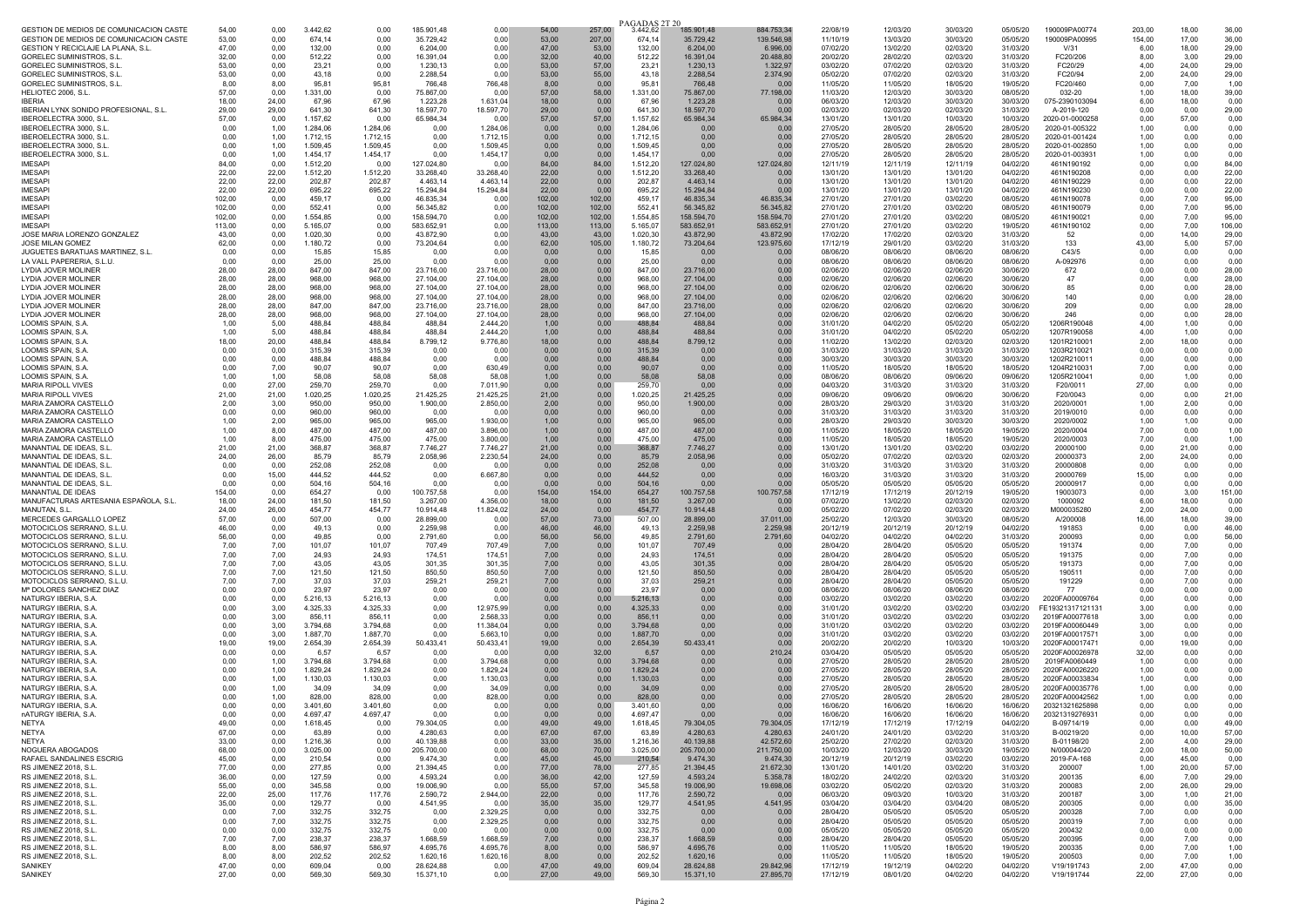PAGADAS 2T 20

| | | | | | | | | | | | | | | | | | | | |
|---|---|---|---|---|---|---|---|---|---|---|---|---|---|---|---|---|---|---|---|
| GESTION DE MEDIOS DE COMUNICACION CASTE | 54,00 | 0,00 | 3.442,62 | 0,00 | 185.901,48 | 0,00 | 54,00 | 257,00 | 3.442,62 | 185.901,48 | 884.753,34 | 22/08/19 | 12/03/20 | 30/03/20 | 05/05/20 | 190009PA00774 | 203,00 | 18,00 | 36,00 |
| GESTION DE MEDIOS DE COMUNICACION CASTE | 53,00 | 0,00 | 674,14 | 0,00 | 35.729,42 | 0,00 | 53,00 | 207,00 | 674,14 | 35.729,42 | 139.546,98 | 11/10/19 | 13/03/20 | 30/03/20 | 05/05/20 | 190009PA00995 | 154,00 | 17,00 | 36,00 |
| GESTION Y RECICLAJE LA PLANA, S.L. | 47,00 | 0,00 | 132,00 | 0,00 | 6.204,00 | 0,00 | 47,00 | 53,00 | 132,00 | 6.204,00 | 6.996,00 | 07/02/20 | 13/02/20 | 02/03/20 | 31/03/20 | V/31 | 6,00 | 18,00 | 29,00 |
| GORELEC SUMINISTROS, S.L. | 32,00 | 0,00 | 512,22 | 0,00 | 16.391,04 | 0,00 | 32,00 | 40,00 | 512,22 | 16.391,04 | 20.488,80 | 20/02/20 | 28/02/20 | 02/03/20 | 31/03/20 | FC20/206 | 8,00 | 3,00 | 29,00 |
| GORELEC SUMINISTROS, S.L. | 53,00 | 0,00 | 23,21 | 0,00 | 1.230,13 | 0,00 | 53,00 | 57,00 | 23,21 | 1.230,13 | 1.322,97 | 03/02/20 | 07/02/20 | 02/03/20 | 31/03/20 | FC20/29 | 4,00 | 24,00 | 29,00 |
| GORELEC SUMINISTROS, S.L. | 53,00 | 0,00 | 43,18 | 0,00 | 2.288,54 | 0,00 | 53,00 | 55,00 | 43,18 | 2.288,54 | 2.374,90 | 05/02/20 | 07/02/20 | 02/03/20 | 31/03/20 | FC20/94 | 2,00 | 24,00 | 29,00 |
| GORELEC SUMINISTROS, S.L. | 8,00 | 8,00 | 95,81 | 95,81 | 766,48 | 766,48 | 8,00 | 0,00 | 95,81 | 766,48 | 0,00 | 11/05/20 | 11/05/20 | 18/05/20 | 19/05/20 | FC20/460 | 0,00 | 7,00 | 1,00 |
| HELIOTEC 2006, S.L. | 57,00 | 0,00 | 1.331,00 | 0,00 | 75.867,00 | 0,00 | 57,00 | 58,00 | 1.331,00 | 75.867,00 | 77.198,00 | 11/03/20 | 12/03/20 | 30/03/20 | 08/05/20 | 032-20 | 1,00 | 18,00 | 39,00 |
| IBERIA | 18,00 | 24,00 | 67,96 | 67,96 | 1.223,28 | 1.631,04 | 18,00 | 0,00 | 67,96 | 1.223,28 | 0,00 | 06/03/20 | 12/03/20 | 30/03/20 | 30/03/20 | 075-2390103094 | 6,00 | 18,00 | 0,00 |
| IBERIAN LYNX SONIDO PROFESIONAL, S.L. | 29,00 | 29,00 | 641,30 | 641,30 | 18.597,70 | 18.597,70 | 29,00 | 0,00 | 641,30 | 18.597,70 | 0,00 | 02/03/20 | 02/03/20 | 02/03/20 | 31/03/20 | A-2019-120 | 0,00 | 0,00 | 29,00 |
| IBEROELECTRA 3000, S.L. | 57,00 | 0,00 | 1.157,62 | 0,00 | 65.984,34 | 0,00 | 57,00 | 57,00 | 1.157,62 | 65.984,34 | 65.984,34 | 13/01/20 | 13/01/20 | 10/03/20 | 10/03/20 | 2020-01-0000258 | 0,00 | 57,00 | 0,00 |
| IBEROELECTRA 3000, S.L. | 0,00 | 1,00 | 1.284,06 | 1.284,06 | 0,00 | 1.284,06 | 0,00 | 0,00 | 1.284,06 | 0,00 | 0,00 | 27/05/20 | 28/05/20 | 28/05/20 | 28/05/20 | 2020-01-005322 | 1,00 | 0,00 | 0,00 |
| IBEROELECTRA 3000, S.L. | 0,00 | 1,00 | 1.712,15 | 1.712,15 | 0,00 | 1.712,15 | 0,00 | 0,00 | 1.712,15 | 0,00 | 0,00 | 27/05/20 | 28/05/20 | 28/05/20 | 28/05/20 | 2020-01-001424 | 1,00 | 0,00 | 0,00 |
| IBEROELECTRA 3000, S.L. | 0,00 | 1,00 | 1.509,45 | 1.509,45 | 0,00 | 1.509,45 | 0,00 | 0,00 | 1.509,45 | 0,00 | 0,00 | 27/05/20 | 28/05/20 | 28/05/20 | 28/05/20 | 2020-01-002850 | 1,00 | 0,00 | 0,00 |
| IBEROELECTRA 3000, S.L. | 0,00 | 1,00 | 1.454,17 | 1.454,17 | 0,00 | 1.454,17 | 0,00 | 0,00 | 1.454,17 | 0,00 | 0,00 | 27/05/20 | 28/05/20 | 28/05/20 | 28/05/20 | 2020-01-003931 | 1,00 | 0,00 | 0,00 |
| IMESAPI | 84,00 | 0,00 | 1.512,20 | 0,00 | 127.024,80 | 0,00 | 84,00 | 84,00 | 1.512,20 | 127.024,80 | 127.024,80 | 12/11/19 | 12/11/19 | 12/11/19 | 04/02/20 | 461N190192 | 0,00 | 0,00 | 84,00 |
| IMESAPI | 22,00 | 22,00 | 1.512,20 | 1.512,20 | 33.268,40 | 33.268,40 | 22,00 | 0,00 | 1.512,20 | 33.268,40 | 0,00 | 13/01/20 | 13/01/20 | 13/01/20 | 04/02/20 | 461N190208 | 0,00 | 0,00 | 22,00 |
| IMESAPI | 22,00 | 22,00 | 202,87 | 202,87 | 4.463,14 | 4.463,14 | 22,00 | 0,00 | 202,87 | 4.463,14 | 0,00 | 13/01/20 | 13/01/20 | 13/01/20 | 04/02/20 | 461N190229 | 0,00 | 0,00 | 22,00 |
| IMESAPI | 22,00 | 22,00 | 695,22 | 695,22 | 15.294,84 | 15.294,84 | 22,00 | 0,00 | 695,22 | 15.294,84 | 0,00 | 13/01/20 | 13/01/20 | 13/01/20 | 04/02/20 | 461N190230 | 0,00 | 0,00 | 22,00 |
| IMESAPI | 102,00 | 0,00 | 459,17 | 0,00 | 46.835,34 | 0,00 | 102,00 | 102,00 | 459,17 | 46.835,34 | 46.835,34 | 27/01/20 | 27/01/20 | 03/02/20 | 08/05/20 | 461N190078 | 0,00 | 7,00 | 95,00 |
| IMESAPI | 102,00 | 0,00 | 552,41 | 0,00 | 56.345,82 | 0,00 | 102,00 | 102,00 | 552,41 | 56.345,82 | 56.345,82 | 27/01/20 | 27/01/20 | 03/02/20 | 08/05/20 | 461N190079 | 0,00 | 7,00 | 95,00 |
| IMESAPI | 102,00 | 0,00 | 1.554,85 | 0,00 | 158.594,70 | 0,00 | 102,00 | 102,00 | 1.554,85 | 158.594,70 | 158.594,70 | 27/01/20 | 27/01/20 | 03/02/20 | 08/05/20 | 461N190021 | 0,00 | 7,00 | 95,00 |
| IMESAPI | 113,00 | 0,00 | 5.165,07 | 0,00 | 583.652,91 | 0,00 | 113,00 | 113,00 | 5.165,07 | 583.652,91 | 583.652,91 | 27/01/20 | 27/01/20 | 03/02/20 | 19/05/20 | 461N190102 | 0,00 | 7,00 | 106,00 |
| JOSE MARIA LORENZO GONZALEZ | 43,00 | 0,00 | 1.020,30 | 0,00 | 43.872,90 | 0,00 | 43,00 | 43,00 | 1.020,30 | 43.872,90 | 43.872,90 | 17/02/20 | 17/02/20 | 02/03/20 | 31/03/20 | 52 | 0,00 | 14,00 | 29,00 |
| JOSE MILAN GOMEZ | 62,00 | 0,00 | 1.180,72 | 0,00 | 73.204,64 | 0,00 | 62,00 | 105,00 | 1.180,72 | 73.204,64 | 123.975,60 | 17/12/19 | 29/01/20 | 03/02/20 | 31/03/20 | 133 | 43,00 | 5,00 | 57,00 |
| JUGUETES BARATIJAS MARTINEZ, S.L. | 0,00 | 0,00 | 15,85 | 15,85 | 0,00 | 0,00 | 0,00 | 0,00 | 15,85 | 0,00 | 0,00 | 08/06/20 | 08/06/20 | 08/06/20 | 08/06/20 | C43/5 | 0,00 | 0,00 | 0,00 |
| LA VALL PAPERERIA, S.L.U. | 0,00 | 0,00 | 25,00 | 25,00 | 0,00 | 0,00 | 0,00 | 0,00 | 25,00 | 0,00 | 0,00 | 08/06/20 | 08/06/20 | 08/06/20 | 08/06/20 | A-092976 | 0,00 | 0,00 | 0,00 |
| LYDIA JOVER MOLINER | 28,00 | 28,00 | 847,00 | 847,00 | 23.716,00 | 23.716,00 | 28,00 | 0,00 | 847,00 | 23.716,00 | 0,00 | 02/06/20 | 02/06/20 | 02/06/20 | 30/06/20 | 672 | 0,00 | 0,00 | 28,00 |
| LYDIA JOVER MOLINER | 28,00 | 28,00 | 968,00 | 968,00 | 27.104,00 | 27.104,00 | 28,00 | 0,00 | 968,00 | 27.104,00 | 0,00 | 02/06/20 | 02/06/20 | 02/06/20 | 30/06/20 | 47 | 0,00 | 0,00 | 28,00 |
| LYDIA JOVER MOLINER | 28,00 | 28,00 | 968,00 | 968,00 | 27.104,00 | 27.104,00 | 28,00 | 0,00 | 968,00 | 27.104,00 | 0,00 | 02/06/20 | 02/06/20 | 02/06/20 | 30/06/20 | 85 | 0,00 | 0,00 | 28,00 |
| LYDIA JOVER MOLINER | 28,00 | 28,00 | 968,00 | 968,00 | 27.104,00 | 27.104,00 | 28,00 | 0,00 | 968,00 | 27.104,00 | 0,00 | 02/06/20 | 02/06/20 | 02/06/20 | 30/06/20 | 140 | 0,00 | 0,00 | 28,00 |
| LYDIA JOVER MOLINER | 28,00 | 28,00 | 847,00 | 847,00 | 23.716,00 | 23.716,00 | 28,00 | 0,00 | 847,00 | 23.716,00 | 0,00 | 02/06/20 | 02/06/20 | 02/06/20 | 30/06/20 | 209 | 0,00 | 0,00 | 28,00 |
| LYDIA JOVER MOLINER | 28,00 | 28,00 | 968,00 | 968,00 | 27.104,00 | 27.104,00 | 28,00 | 0,00 | 968,00 | 27.104,00 | 0,00 | 02/06/20 | 02/06/20 | 02/06/20 | 30/06/20 | 246 | 0,00 | 0,00 | 28,00 |
| LOOMIS SPAIN, S.A. | 1,00 | 5,00 | 488,84 | 488,84 | 488,84 | 2.444,20 | 1,00 | 0,00 | 488,84 | 488,84 | 0,00 | 31/01/20 | 04/02/20 | 05/02/20 | 05/02/20 | 1206R190048 | 4,00 | 1,00 | 0,00 |
| LOOMIS SPAIN, S.A. | 1,00 | 5,00 | 488,84 | 488,84 | 488,84 | 2.444,20 | 1,00 | 0,00 | 488,84 | 488,84 | 0,00 | 31/01/20 | 04/02/20 | 05/02/20 | 05/02/20 | 1207R190058 | 4,00 | 1,00 | 0,00 |
| LOOMIS SPAIN, S.A. | 18,00 | 20,00 | 488,84 | 488,84 | 8.799,12 | 9.776,80 | 18,00 | 0,00 | 488,84 | 8.799,12 | 0,00 | 11/02/20 | 13/02/20 | 02/03/20 | 02/03/20 | 1201R210001 | 2,00 | 18,00 | 0,00 |
| LOOMIS SPAIN, S.A. | 0,00 | 0,00 | 315,39 | 315,39 | 0,00 | 0,00 | 0,00 | 0,00 | 315,39 | 0,00 | 0,00 | 31/03/20 | 31/03/20 | 31/03/20 | 31/03/20 | 1203R210021 | 0,00 | 0,00 | 0,00 |
| LOOMIS SPAIN, S.A. | 0,00 | 0,00 | 488,84 | 488,84 | 0,00 | 0,00 | 0,00 | 0,00 | 488,84 | 0,00 | 0,00 | 30/03/20 | 30/03/20 | 30/03/20 | 30/03/20 | 1202R210011 | 0,00 | 0,00 | 0,00 |
| LOOMIS SPAIN, S.A. | 0,00 | 7,00 | 90,07 | 90,07 | 0,00 | 630,49 | 0,00 | 0,00 | 90,07 | 0,00 | 0,00 | 11/05/20 | 18/05/20 | 18/05/20 | 18/05/20 | 1204R210031 | 7,00 | 0,00 | 0,00 |
| LOOMIS SPAIN, S.A. | 1,00 | 1,00 | 58,08 | 58,08 | 58,08 | 58,08 | 1,00 | 0,00 | 58,08 | 58,08 | 0,00 | 08/06/20 | 08/06/20 | 09/06/20 | 09/06/20 | 1205R210041 | 0,00 | 1,00 | 0,00 |
| MARIA RIPOLL VIVES | 0,00 | 27,00 | 259,70 | 259,70 | 0,00 | 7.011,90 | 0,00 | 0,00 | 259,70 | 0,00 | 0,00 | 04/03/20 | 31/03/20 | 31/03/20 | 31/03/20 | F20/0011 | 27,00 | 0,00 | 0,00 |
| MARIA RIPOLL VIVES | 21,00 | 21,00 | 1.020,25 | 1.020,25 | 21.425,25 | 21.425,25 | 21,00 | 0,00 | 1.020,25 | 21.425,25 | 0,00 | 09/06/20 | 09/06/20 | 09/06/20 | 30/06/20 | F20/0043 | 0,00 | 0,00 | 21,00 |
| MARIA ZAMORA CASTELLÓ | 2,00 | 3,00 | 950,00 | 950,00 | 1.900,00 | 2.850,00 | 2,00 | 0,00 | 950,00 | 1.900,00 | 0,00 | 28/03/20 | 29/03/20 | 31/03/20 | 31/03/20 | 2020/0001 | 1,00 | 2,00 | 0,00 |
| MARIA ZAMORA CASTELLÓ | 0,00 | 0,00 | 960,00 | 960,00 | 0,00 | 0,00 | 0,00 | 0,00 | 960,00 | 0,00 | 0,00 | 31/03/20 | 31/03/20 | 31/03/20 | 31/03/20 | 2019/0010 | 0,00 | 0,00 | 0,00 |
| MARIA ZAMORA CASTELLÓ | 1,00 | 2,00 | 965,00 | 965,00 | 965,00 | 1.930,00 | 1,00 | 0,00 | 965,00 | 965,00 | 0,00 | 28/03/20 | 29/03/20 | 30/03/20 | 30/03/20 | 2020/0002 | 1,00 | 1,00 | 0,00 |
| MARIA ZAMORA CASTELLÓ | 1,00 | 8,00 | 487,00 | 487,00 | 487,00 | 3.896,00 | 1,00 | 0,00 | 487,00 | 487,00 | 0,00 | 11/05/20 | 18/05/20 | 18/05/20 | 19/05/20 | 2020/0004 | 7,00 | 0,00 | 1,00 |
| MARIA ZAMORA CASTELLÓ | 1,00 | 8,00 | 475,00 | 475,00 | 475,00 | 3.800,00 | 1,00 | 0,00 | 475,00 | 475,00 | 0,00 | 11/05/20 | 18/05/20 | 18/05/20 | 19/05/20 | 2020/0003 | 7,00 | 0,00 | 1,00 |
| MANANTIAL DE IDEAS, S.L. | 21,00 | 21,00 | 368,87 | 368,87 | 7.746,27 | 7.746,27 | 21,00 | 0,00 | 368,87 | 7.746,27 | 0,00 | 13/01/20 | 13/01/20 | 03/02/20 | 03/02/20 | 20000100 | 0,00 | 21,00 | 0,00 |
| MANANTIAL DE IDEAS, S.L. | 24,00 | 26,00 | 85,79 | 85,79 | 2.058,96 | 2.230,54 | 24,00 | 0,00 | 85,79 | 2.058,96 | 0,00 | 05/02/20 | 07/02/20 | 02/03/20 | 02/03/20 | 20000373 | 2,00 | 24,00 | 0,00 |
| MANANTIAL DE IDEAS, S.L. | 0,00 | 0,00 | 252,08 | 252,08 | 0,00 | 0,00 | 0,00 | 0,00 | 252,08 | 0,00 | 0,00 | 31/03/20 | 31/03/20 | 31/03/20 | 31/03/20 | 20000808 | 0,00 | 0,00 | 0,00 |
| MANANTIAL DE IDEAS, S.L. | 0,00 | 15,00 | 444,52 | 444,52 | 0,00 | 6.667,80 | 0,00 | 0,00 | 444,52 | 0,00 | 0,00 | 16/03/20 | 31/03/20 | 31/03/20 | 31/03/20 | 20000769 | 15,00 | 0,00 | 0,00 |
| MANANTIAL DE IDEAS, S.L. | 0,00 | 0,00 | 504,16 | 504,16 | 0,00 | 0,00 | 0,00 | 0,00 | 504,16 | 0,00 | 0,00 | 05/05/20 | 05/05/20 | 05/05/20 | 05/05/20 | 20000917 | 0,00 | 0,00 | 0,00 |
| MANANTIAL DE IDEAS | 154,00 | 0,00 | 654,27 | 0,00 | 100.757,58 | 0,00 | 154,00 | 154,00 | 654,27 | 100.757,58 | 100.757,58 | 17/12/19 | 17/12/19 | 20/12/19 | 19/05/20 | 19003073 | 0,00 | 3,00 | 151,00 |
| MANUFACTURAS ARTESANIA ESPAÑOLA, S.L. | 18,00 | 24,00 | 181,50 | 181,50 | 3.267,00 | 4.356,00 | 18,00 | 0,00 | 181,50 | 3.267,00 | 0,00 | 07/02/20 | 13/02/20 | 02/03/20 | 02/03/20 | 1000092 | 6,00 | 18,00 | 0,00 |
| MANUTAN, S.L. | 24,00 | 26,00 | 454,77 | 454,77 | 10.914,48 | 11.824,02 | 24,00 | 0,00 | 454,77 | 10.914,48 | 0,00 | 05/02/20 | 07/02/20 | 02/03/20 | 02/03/20 | M000035280 | 2,00 | 24,00 | 0,00 |
| MERCEDES GARGALLO LOPEZ | 57,00 | 0,00 | 507,00 | 0,00 | 28.899,00 | 0,00 | 57,00 | 73,00 | 507,00 | 28.899,00 | 37.011,00 | 25/02/20 | 12/03/20 | 30/03/20 | 08/05/20 | A/200008 | 16,00 | 18,00 | 39,00 |
| MOTOCICLOS SERRANO, S.L.U. | 46,00 | 0,00 | 49,13 | 0,00 | 2.259,98 | 0,00 | 46,00 | 46,00 | 49,13 | 2.259,98 | 2.259,98 | 20/12/19 | 20/12/19 | 20/12/19 | 04/02/20 | 191853 | 0,00 | 0,00 | 46,00 |
| MOTOCICLOS SERRANO, S.L.U. | 56,00 | 0,00 | 49,85 | 0,00 | 2.791,60 | 0,00 | 56,00 | 56,00 | 49,85 | 2.791,60 | 2.791,60 | 04/02/20 | 04/02/20 | 04/02/20 | 31/03/20 | 200093 | 0,00 | 0,00 | 56,00 |
| MOTOCICLOS SERRANO, S.L.U. | 7,00 | 7,00 | 101,07 | 101,07 | 707,49 | 707,49 | 7,00 | 0,00 | 101,07 | 707,49 | 0,00 | 28/04/20 | 28/04/20 | 05/05/20 | 05/05/20 | 191374 | 0,00 | 7,00 | 0,00 |
| MOTOCICLOS SERRANO, S.L.U. | 7,00 | 7,00 | 24,93 | 24,93 | 174,51 | 174,51 | 7,00 | 0,00 | 24,93 | 174,51 | 0,00 | 28/04/20 | 28/04/20 | 05/05/20 | 05/05/20 | 191375 | 0,00 | 7,00 | 0,00 |
| MOTOCICLOS SERRANO, S.L.U. | 7,00 | 7,00 | 43,05 | 43,05 | 301,35 | 301,35 | 7,00 | 0,00 | 43,05 | 301,35 | 0,00 | 28/04/20 | 28/04/20 | 05/05/20 | 05/05/20 | 191373 | 0,00 | 7,00 | 0,00 |
| MOTOCICLOS SERRANO, S.L.U. | 7,00 | 7,00 | 121,50 | 121,50 | 850,50 | 850,50 | 7,00 | 0,00 | 121,50 | 850,50 | 0,00 | 28/04/20 | 28/04/20 | 05/05/20 | 05/05/20 | 190511 | 0,00 | 7,00 | 0,00 |
| MOTOCICLOS SERRANO, S.L.U. | 7,00 | 7,00 | 37,03 | 37,03 | 259,21 | 259,21 | 7,00 | 0,00 | 37,03 | 259,21 | 0,00 | 28/04/20 | 28/04/20 | 05/05/20 | 05/05/20 | 191229 | 0,00 | 7,00 | 0,00 |
| Mª DOLORES SANCHEZ DIAZ | 0,00 | 0,00 | 23,97 | 23,97 | 0,00 | 0,00 | 0,00 | 0,00 | 23,97 | 0,00 | 0,00 | 08/06/20 | 08/06/20 | 08/06/20 | 08/06/20 | 77 | 0,00 | 0,00 | 0,00 |
| NATURGY IBERIA, S.A. | 0,00 | 0,00 | 5.216,13 | 5.216,13 | 0,00 | 0,00 | 0,00 | 0,00 | 5.216,13 | 0,00 | 0,00 | 03/02/20 | 03/02/20 | 03/02/20 | 03/02/20 | 2020FA00009764 | 0,00 | 0,00 | 0,00 |
| NATURGY IBERIA, S.A. | 0,00 | 3,00 | 4.325,33 | 4.325,33 | 0,00 | 12.975,99 | 0,00 | 0,00 | 4.325,33 | 0,00 | 0,00 | 31/01/20 | 03/02/20 | 03/02/20 | 03/02/20 | FE19321317121131 | 3,00 | 0,00 | 0,00 |
| NATURGY IBERIA, S.A. | 0,00 | 3,00 | 856,11 | 856,11 | 0,00 | 2.568,33 | 0,00 | 0,00 | 856,11 | 0,00 | 0,00 | 31/01/20 | 03/02/20 | 03/02/20 | 03/02/20 | 2019FA00077618 | 3,00 | 0,00 | 0,00 |
| NATURGY IBERIA, S.A. | 0,00 | 3,00 | 3.794,68 | 3.794,68 | 0,00 | 11.384,04 | 0,00 | 0,00 | 3.794,68 | 0,00 | 0,00 | 31/01/20 | 03/02/20 | 03/02/20 | 03/02/20 | 2019FA00060449 | 3,00 | 0,00 | 0,00 |
| NATURGY IBERIA, S.A. | 0,00 | 3,00 | 1.887,70 | 1.887,70 | 0,00 | 5.663,10 | 0,00 | 0,00 | 1.887,70 | 0,00 | 0,00 | 31/01/20 | 03/02/20 | 03/02/20 | 03/02/20 | 2019FA00017571 | 3,00 | 0,00 | 0,00 |
| NATURGY IBERIA, S.A. | 19,00 | 19,00 | 2.654,39 | 2.654,39 | 50.433,41 | 50.433,41 | 19,00 | 0,00 | 2.654,39 | 50.433,41 | 0,00 | 20/02/20 | 20/02/20 | 10/03/20 | 10/03/20 | 2020FA00017471 | 0,00 | 19,00 | 0,00 |
| NATURGY IBERIA, S.A. | 0,00 | 0,00 | 6,57 | 6,57 | 0,00 | 0,00 | 0,00 | 32,00 | 6,57 | 0,00 | 210,24 | 03/04/20 | 05/05/20 | 05/05/20 | 05/05/20 | 2020FA00026978 | 32,00 | 0,00 | 0,00 |
| NATURGY IBERIA, S.A. | 0,00 | 1,00 | 3.794,68 | 3.794,68 | 0,00 | 3.794,68 | 0,00 | 0,00 | 3.794,68 | 0,00 | 0,00 | 27/05/20 | 28/05/20 | 28/05/20 | 28/05/20 | 2019FA0060449 | 1,00 | 0,00 | 0,00 |
| NATURGY IBERIA, S.A. | 0,00 | 1,00 | 1.829,24 | 1.829,24 | 0,00 | 1.829,24 | 0,00 | 0,00 | 1.829,24 | 0,00 | 0,00 | 27/05/20 | 28/05/20 | 28/05/20 | 28/05/20 | 2020FA00026220 | 1,00 | 0,00 | 0,00 |
| NATURGY IBERIA, S.A. | 0,00 | 1,00 | 1.130,03 | 1.130,03 | 0,00 | 1.130,03 | 0,00 | 0,00 | 1.130,03 | 0,00 | 0,00 | 27/05/20 | 28/05/20 | 28/05/20 | 28/05/20 | 2020FA00033834 | 1,00 | 0,00 | 0,00 |
| NATURGY IBERIA, S.A. | 0,00 | 1,00 | 34,09 | 34,09 | 0,00 | 34,09 | 0,00 | 0,00 | 34,09 | 0,00 | 0,00 | 27/05/20 | 28/05/20 | 28/05/20 | 28/05/20 | 2020FA00035776 | 1,00 | 0,00 | 0,00 |
| NATURGY IBERIA, S.A. | 0,00 | 1,00 | 828,00 | 828,00 | 0,00 | 828,00 | 0,00 | 0,00 | 828,00 | 0,00 | 0,00 | 27/05/20 | 28/05/20 | 28/05/20 | 28/05/20 | 2020FA00042562 | 1,00 | 0,00 | 0,00 |
| NATURGY IBERIA, S.A. | 0,00 | 0,00 | 3.401,60 | 3.401,60 | 0,00 | 0,00 | 0,00 | 0,00 | 3.401,60 | 0,00 | 0,00 | 16/06/20 | 16/06/20 | 16/06/20 | 16/06/20 | 203213121625898 | 0,00 | 0,00 | 0,00 |
| nATURGY IBERIA, S.A. | 0,00 | 0,00 | 4.697,47 | 4.697,47 | 0,00 | 0,00 | 0,00 | 0,00 | 4.697,47 | 0,00 | 0,00 | 16/06/20 | 16/06/20 | 16/06/20 | 16/06/20 | 20321319276931 | 0,00 | 0,00 | 0,00 |
| NETYA | 49,00 | 0,00 | 1.618,45 | 0,00 | 79.304,05 | 0,00 | 49,00 | 49,00 | 1.618,45 | 79.304,05 | 79.304,05 | 17/12/19 | 17/12/19 | 17/12/19 | 04/02/20 | B-09714/19 | 0,00 | 0,00 | 49,00 |
| NETYA | 67,00 | 0,00 | 63,89 | 0,00 | 4.280,63 | 0,00 | 67,00 | 67,00 | 63,89 | 4.280,63 | 4.280,63 | 24/01/20 | 24/01/20 | 03/02/20 | 31/03/20 | B-00219/20 | 0,00 | 10,00 | 57,00 |
| NETYA | 33,00 | 0,00 | 1.216,36 | 0,00 | 40.139,88 | 0,00 | 33,00 | 35,00 | 1.216,36 | 40.139,88 | 42.572,60 | 25/02/20 | 27/02/20 | 02/03/20 | 31/03/20 | B-01198/20 | 2,00 | 4,00 | 29,00 |
| NOGUERA ABOGADOS | 68,00 | 0,00 | 3.025,00 | 0,00 | 205.700,00 | 0,00 | 68,00 | 70,00 | 3.025,00 | 205.700,00 | 211.750,00 | 10/03/20 | 12/03/20 | 30/03/20 | 19/05/20 | N/000044/20 | 2,00 | 18,00 | 50,00 |
| RAFAEL SANDALINES ESCRIG | 45,00 | 0,00 | 210,54 | 0,00 | 9.474,30 | 0,00 | 45,00 | 45,00 | 210,54 | 9.474,30 | 9.474,30 | 20/12/19 | 20/12/19 | 03/02/20 | 03/02/20 | 2019-FA-168 | 0,00 | 45,00 | 0,00 |
| RS JIMENEZ 2018, S.L. | 77,00 | 0,00 | 277,85 | 0,00 | 21.394,45 | 0,00 | 77,00 | 78,00 | 277,85 | 21.394,45 | 21.672,30 | 13/01/20 | 14/01/20 | 03/02/20 | 31/03/20 | 200007 | 1,00 | 20,00 | 57,00 |
| RS JIMENEZ 2018, S.L. | 36,00 | 0,00 | 127,59 | 0,00 | 4.593,24 | 0,00 | 36,00 | 42,00 | 127,59 | 4.593,24 | 5.358,78 | 18/02/20 | 24/02/20 | 02/03/20 | 31/03/20 | 200135 | 6,00 | 7,00 | 29,00 |
| RS JIMENEZ 2018, S.L. | 55,00 | 0,00 | 345,58 | 0,00 | 19.006,90 | 0,00 | 55,00 | 57,00 | 345,58 | 19.006,90 | 19.698,06 | 03/02/20 | 05/02/20 | 02/03/20 | 31/03/20 | 200083 | 2,00 | 26,00 | 29,00 |
| RS JIMENEZ 2018, S.L. | 22,00 | 25,00 | 117,76 | 117,76 | 2.590,72 | 2.944,00 | 22,00 | 0,00 | 117,76 | 2.590,72 | 0,00 | 06/03/20 | 09/03/20 | 10/03/20 | 31/03/20 | 200187 | 3,00 | 1,00 | 21,00 |
| RS JIMENEZ 2018, S.L. | 35,00 | 0,00 | 129,77 | 0,00 | 4.541,95 | 0,00 | 35,00 | 35,00 | 129,77 | 4.541,95 | 4.541,95 | 03/04/20 | 03/04/20 | 03/04/20 | 08/05/20 | 200305 | 0,00 | 0,00 | 35,00 |
| RS JIMENEZ 2018, S.L. | 0,00 | 7,00 | 332,75 | 332,75 | 0,00 | 2.329,25 | 0,00 | 0,00 | 332,75 | 0,00 | 0,00 | 28/04/20 | 05/05/20 | 05/05/20 | 05/05/20 | 200328 | 7,00 | 0,00 | 0,00 |
| RS JIMENEZ 2018, S.L. | 0,00 | 7,00 | 332,75 | 332,75 | 0,00 | 2.329,25 | 0,00 | 0,00 | 332,75 | 0,00 | 0,00 | 28/04/20 | 05/05/20 | 05/05/20 | 05/05/20 | 200319 | 7,00 | 0,00 | 0,00 |
| RS JIMENEZ 2018, S.L. | 0,00 | 0,00 | 332,75 | 332,75 | 0,00 | 0,00 | 0,00 | 0,00 | 332,75 | 0,00 | 0,00 | 05/05/20 | 05/05/20 | 05/05/20 | 05/05/20 | 200432 | 0,00 | 0,00 | 0,00 |
| RS JIMENEZ 2018, S.L. | 7,00 | 7,00 | 238,37 | 238,37 | 1.668,59 | 1.668,59 | 7,00 | 0,00 | 238,37 | 1.668,59 | 0,00 | 28/04/20 | 28/04/20 | 05/05/20 | 05/05/20 | 200395 | 0,00 | 7,00 | 0,00 |
| RS JIMENEZ 2018, S.L. | 8,00 | 8,00 | 586,97 | 586,97 | 4.695,76 | 4.695,76 | 8,00 | 0,00 | 586,97 | 4.695,76 | 0,00 | 11/05/20 | 11/05/20 | 18/05/20 | 19/05/20 | 200335 | 0,00 | 7,00 | 1,00 |
| RS JIMENEZ 2018, S.L. | 8,00 | 8,00 | 202,52 | 202,52 | 1.620,16 | 1.620,16 | 8,00 | 0,00 | 202,52 | 1.620,16 | 0,00 | 11/05/20 | 11/05/20 | 18/05/20 | 19/05/20 | 200503 | 0,00 | 7,00 | 1,00 |
| SANIKEY | 47,00 | 0,00 | 609,04 | 0,00 | 28.624,88 | 0,00 | 47,00 | 49,00 | 609,04 | 28.624,88 | 29.842,96 | 17/12/19 | 19/12/19 | 04/02/20 | 04/02/20 | V19/191743 | 2,00 | 47,00 | 0,00 |
| SANIKEY | 27,00 | 0,00 | 569,30 | 569,30 | 15.371,10 | 0,00 | 27,00 | 49,00 | 569,30 | 15.371,10 | 27.895,70 | 17/12/19 | 08/01/20 | 04/02/20 | 04/02/20 | V19/191744 | 22,00 | 27,00 | 0,00 |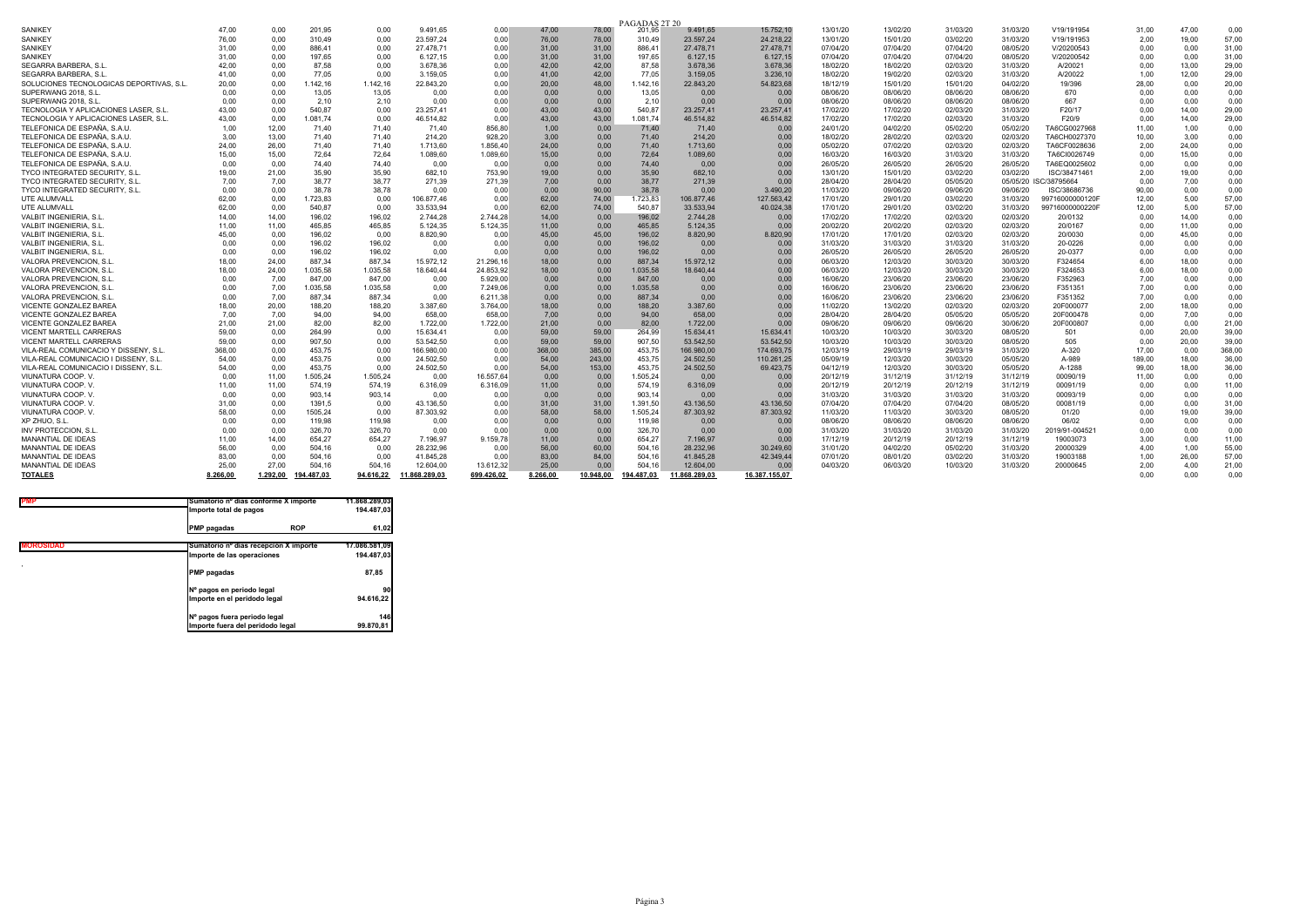| | | | | | | | | | PAGADAS 2T 20 | | | | | | | | | | | |
|---|---|---|---|---|---|---|---|---|---|---|---|---|---|---|---|---|---|---|---|---|
| SANIKEY | 47,00 | 0,00 | 201,95 | 0,00 | 9.491,65 | 0,00 | 47,00 | 78,00 | 201,95 | 9.491,65 | 15.752,10 | 13/01/20 | 13/02/20 | 31/03/20 | 31/03/20 | V19/191954 | 31,00 | 47,00 | 0,00 |
| SANIKEY | 76,00 | 0,00 | 310,49 | 0,00 | 23.597,24 | 0,00 | 76,00 | 78,00 | 310,49 | 23.597,24 | 24.218,22 | 13/01/20 | 15/01/20 | 03/02/20 | 31/03/20 | V19/191953 | 2,00 | 19,00 | 57,00 |
| SANIKEY | 31,00 | 0,00 | 886,41 | 0,00 | 27.478,71 | 0,00 | 31,00 | 31,00 | 886,41 | 27.478,71 | 27.478,71 | 07/04/20 | 07/04/20 | 07/04/20 | 08/05/20 | V/20200543 | 0,00 | 0,00 | 31,00 |
| SANIKEY | 31,00 | 0,00 | 197,65 | 0,00 | 6.127,15 | 0,00 | 31,00 | 31,00 | 197,65 | 6.127,15 | 6.127,15 | 07/04/20 | 07/04/20 | 07/04/20 | 08/05/20 | V/20200542 | 0,00 | 0,00 | 31,00 |
| SEGARRA BARBERA, S.L. | 42,00 | 0,00 | 87,58 | 0,00 | 3.678,36 | 0,00 | 42,00 | 42,00 | 87,58 | 3.678,36 | 3.678,36 | 18/02/20 | 18/02/20 | 02/03/20 | 31/03/20 | A/20021 | 0,00 | 13,00 | 29,00 |
| SEGARRA BARBERA, S.L. | 41,00 | 0,00 | 77,05 | 0,00 | 3.159,05 | 0,00 | 41,00 | 42,00 | 77,05 | 3.159,05 | 3.236,10 | 18/02/20 | 19/02/20 | 02/03/20 | 31/03/20 | A/20022 | 1,00 | 12,00 | 29,00 |
| SOLUCIONES TECNOLOGICAS DEPORTIVAS, S.L. | 20,00 | 0,00 | 1.142,16 | 1.142,16 | 22.843,20 | 0,00 | 20,00 | 48,00 | 1.142,16 | 22.843,20 | 54.823,68 | 18/12/19 | 15/01/20 | 15/01/20 | 04/02/20 | 19/396 | 28,00 | 0,00 | 20,00 |
| SUPERWANG 2018, S.L. | 0,00 | 0,00 | 13,05 | 13,05 | 0,00 | 0,00 | 0,00 | 0,00 | 13,05 | 0,00 | 0,00 | 08/06/20 | 08/06/20 | 08/06/20 | 08/06/20 | 670 | 0,00 | 0,00 | 0,00 |
| SUPERWANG 2018, S.L. | 0,00 | 0,00 | 2,10 | 2,10 | 0,00 | 0,00 | 0,00 | 0,00 | 2,10 | 0,00 | 0,00 | 08/06/20 | 08/06/20 | 08/06/20 | 08/06/20 | 667 | 0,00 | 0,00 | 0,00 |
| TECNOLOGIA Y APLICACIONES LASER, S.L. | 43,00 | 0,00 | 540,87 | 0,00 | 23.257,41 | 0,00 | 43,00 | 43,00 | 540,87 | 23.257,41 | 23.257,41 | 17/02/20 | 17/02/20 | 02/03/20 | 31/03/20 | F20/17 | 0,00 | 14,00 | 29,00 |
| TECNOLOGIA Y APLICACIONES LASER, S.L. | 43,00 | 0,00 | 1.081,74 | 0,00 | 46.514,82 | 0,00 | 43,00 | 43,00 | 1.081,74 | 46.514,82 | 46.514,82 | 17/02/20 | 17/02/20 | 02/03/20 | 31/03/20 | F20/9 | 0,00 | 14,00 | 29,00 |
| TELEFONICA DE ESPAÑA, S.A.U. | 1,00 | 12,00 | 71,40 | 71,40 | 71,40 | 856,80 | 1,00 | 0,00 | 71,40 | 71,40 | 0,00 | 24/01/20 | 04/02/20 | 05/02/20 | 05/02/20 | TA6CG0027968 | 11,00 | 1,00 | 0,00 |
| TELEFONICA DE ESPAÑA, S.A.U. | 3,00 | 13,00 | 71,40 | 71,40 | 214,20 | 928,20 | 3,00 | 0,00 | 71,40 | 214,20 | 0,00 | 18/02/20 | 28/02/20 | 02/03/20 | 02/03/20 | TA6CH0027370 | 10,00 | 3,00 | 0,00 |
| TELEFONICA DE ESPAÑA, S.A.U. | 24,00 | 26,00 | 71,40 | 71,40 | 1.713,60 | 1.856,40 | 24,00 | 0,00 | 71,40 | 1.713,60 | 0,00 | 05/02/20 | 07/02/20 | 02/03/20 | 02/03/20 | TA6CF0028636 | 2,00 | 24,00 | 0,00 |
| TELEFONICA DE ESPAÑA, S.A.U. | 15,00 | 15,00 | 72,64 | 72,64 | 1.089,60 | 1.089,60 | 15,00 | 0,00 | 72,64 | 1.089,60 | 0,00 | 16/03/20 | 16/03/20 | 31/03/20 | 31/03/20 | TA6CI0026749 | 0,00 | 15,00 | 0,00 |
| TELEFONICA DE ESPAÑA, S.A.U. | 0,00 | 0,00 | 74,40 | 74,40 | 0,00 | 0,00 | 0,00 | 0,00 | 74,40 | 0,00 | 0,00 | 26/05/20 | 26/05/20 | 26/05/20 | 26/05/20 | TA6EQ0025602 | 0,00 | 0,00 | 0,00 |
| TYCO INTEGRATED SECURITY, S.L. | 19,00 | 21,00 | 35,90 | 35,90 | 682,10 | 753,90 | 19,00 | 0,00 | 35,90 | 682,10 | 0,00 | 13/01/20 | 15/01/20 | 03/02/20 | 03/02/20 | ISC/38471461 | 2,00 | 19,00 | 0,00 |
| TYCO INTEGRATED SECURITY, S.L. | 7,00 | 7,00 | 38,77 | 38,77 | 271,39 | 271,39 | 7,00 | 0,00 | 38,77 | 271,39 | 0,00 | 28/04/20 | 28/04/20 | 05/05/20 | 05/05/20 | ISC/38795664 | 0,00 | 7,00 | 0,00 |
| TYCO INTEGRATED SECURITY, S.L. | 0,00 | 0,00 | 38,78 | 38,78 | 0,00 | 0,00 | 0,00 | 90,00 | 38,78 | 0,00 | 3.490,20 | 11/03/20 | 09/06/20 | 09/06/20 | 09/06/20 | ISC/38686736 | 90,00 | 0,00 | 0,00 |
| UTE ALUMVALL | 62,00 | 0,00 | 1.723,83 | 0,00 | 106.877,46 | 0,00 | 62,00 | 74,00 | 1.723,83 | 106.877,46 | 127.563,42 | 17/01/20 | 29/01/20 | 03/02/20 | 31/03/20 | 99716000000120F | 12,00 | 5,00 | 57,00 |
| UTE ALUMVALL | 62,00 | 0,00 | 540,87 | 0,00 | 33.533,94 | 0,00 | 62,00 | 74,00 | 540,87 | 33.533,94 | 40.024,38 | 17/01/20 | 29/01/20 | 03/02/20 | 31/03/20 | 99716000000220F | 12,00 | 5,00 | 57,00 |
| VALBIT INGENIERIA, S.L. | 14,00 | 14,00 | 196,02 | 196,02 | 2.744,28 | 2.744,28 | 14,00 | 0,00 | 196,02 | 2.744,28 | 0,00 | 17/02/20 | 17/02/20 | 02/03/20 | 02/03/20 | 20/0132 | 0,00 | 14,00 | 0,00 |
| VALBIT INGENIERIA, S.L. | 11,00 | 11,00 | 465,85 | 465,85 | 5.124,35 | 5.124,35 | 11,00 | 0,00 | 465,85 | 5.124,35 | 0,00 | 20/02/20 | 20/02/20 | 02/03/20 | 02/03/20 | 20/0167 | 0,00 | 11,00 | 0,00 |
| VALBIT INGENIERIA, S.L. | 45,00 | 0,00 | 196,02 | 0,00 | 8.820,90 | 0,00 | 45,00 | 45,00 | 196,02 | 8.820,90 | 8.820,90 | 17/01/20 | 17/01/20 | 02/03/20 | 02/03/20 | 20/0030 | 0,00 | 45,00 | 0,00 |
| VALBIT INGENIERIA, S.L. | 0,00 | 0,00 | 196,02 | 196,02 | 0,00 | 0,00 | 0,00 | 0,00 | 196,02 | 0,00 | 0,00 | 31/03/20 | 31/03/20 | 31/03/20 | 31/03/20 | 20-0226 | 0,00 | 0,00 | 0,00 |
| VALBIT INGENIERIA, S.L. | 0,00 | 0,00 | 196,02 | 196,02 | 0,00 | 0,00 | 0,00 | 0,00 | 196,02 | 0,00 | 0,00 | 26/05/20 | 26/05/20 | 26/05/20 | 26/05/20 | 20-0377 | 0,00 | 0,00 | 0,00 |
| VALORA PREVENCION, S.L. | 18,00 | 24,00 | 887,34 | 887,34 | 15.972,12 | 21.296,16 | 18,00 | 0,00 | 887,34 | 15.972,12 | 0,00 | 06/03/20 | 12/03/20 | 30/03/20 | 30/03/20 | F324654 | 6,00 | 18,00 | 0,00 |
| VALORA PREVENCION, S.L. | 18,00 | 24,00 | 1.035,58 | 1.035,58 | 18.640,44 | 24.853,92 | 18,00 | 0,00 | 1.035,58 | 18.640,44 | 0,00 | 06/03/20 | 12/03/20 | 30/03/20 | 30/03/20 | F324653 | 6,00 | 18,00 | 0,00 |
| VALORA PREVENCION, S.L. | 0,00 | 7,00 | 847,00 | 847,00 | 0,00 | 5.929,00 | 0,00 | 0,00 | 847,00 | 0,00 | 0,00 | 16/06/20 | 23/06/20 | 23/06/20 | 23/06/20 | F352963 | 7,00 | 0,00 | 0,00 |
| VALORA PREVENCION, S.L. | 0,00 | 7,00 | 1.035,58 | 1.035,58 | 0,00 | 7.249,06 | 0,00 | 0,00 | 1.035,58 | 0,00 | 0,00 | 16/06/20 | 23/06/20 | 23/06/20 | 23/06/20 | F351351 | 7,00 | 0,00 | 0,00 |
| VALORA PREVENCION, S.L. | 0,00 | 7,00 | 887,34 | 887,34 | 0,00 | 6.211,38 | 0,00 | 0,00 | 887,34 | 0,00 | 0,00 | 16/06/20 | 23/06/20 | 23/06/20 | 23/06/20 | F351352 | 7,00 | 0,00 | 0,00 |
| VICENTE GONZALEZ BAREA | 18,00 | 20,00 | 188,20 | 188,20 | 3.387,60 | 3.764,00 | 18,00 | 0,00 | 188,20 | 3.387,60 | 0,00 | 11/02/20 | 13/02/20 | 02/03/20 | 02/03/20 | 20F000077 | 2,00 | 18,00 | 0,00 |
| VICENTE GONZALEZ BAREA | 7,00 | 7,00 | 94,00 | 94,00 | 658,00 | 658,00 | 7,00 | 0,00 | 94,00 | 658,00 | 0,00 | 28/04/20 | 28/04/20 | 05/05/20 | 05/05/20 | 20F000478 | 0,00 | 7,00 | 0,00 |
| VICENTE GONZALEZ BAREA | 21,00 | 21,00 | 82,00 | 82,00 | 1.722,00 | 1.722,00 | 21,00 | 0,00 | 82,00 | 1.722,00 | 0,00 | 09/06/20 | 09/06/20 | 09/06/20 | 30/06/20 | 20F000807 | 0,00 | 0,00 | 21,00 |
| VICENT MARTELL CARRERAS | 59,00 | 0,00 | 264,99 | 0,00 | 15.634,41 | 0,00 | 59,00 | 59,00 | 264,99 | 15.634,41 | 15.634,41 | 10/03/20 | 10/03/20 | 30/03/20 | 08/05/20 | 501 | 0,00 | 20,00 | 39,00 |
| VICENT MARTELL CARRERAS | 59,00 | 0,00 | 907,50 | 0,00 | 53.542,50 | 0,00 | 59,00 | 59,00 | 907,50 | 53.542,50 | 53.542,50 | 10/03/20 | 10/03/20 | 30/03/20 | 08/05/20 | 505 | 0,00 | 20,00 | 39,00 |
| VILA-REAL COMUNICACIO Y DISSENY, S.L. | 368,00 | 0,00 | 453,75 | 0,00 | 166.980,00 | 0,00 | 368,00 | 385,00 | 453,75 | 166.980,00 | 174.693,75 | 12/03/19 | 29/03/19 | 29/03/19 | 31/03/20 | A-320 | 17,00 | 0,00 | 368,00 |
| VILA-REAL COMUNICACIO I DISSENY, S.L. | 54,00 | 0,00 | 453,75 | 0,00 | 24.502,50 | 0,00 | 54,00 | 243,00 | 453,75 | 24.502,50 | 110.261,25 | 05/09/19 | 12/03/20 | 30/03/20 | 05/05/20 | A-989 | 189,00 | 18,00 | 36,00 |
| VILA-REAL COMUNICACIO I DISSENY, S.L. | 54,00 | 0,00 | 453,75 | 0,00 | 24.502,50 | 0,00 | 54,00 | 153,00 | 453,75 | 24.502,50 | 69.423,75 | 04/12/19 | 12/03/20 | 30/03/20 | 05/05/20 | A-1288 | 99,00 | 18,00 | 36,00 |
| VIUNATURA COOP. V. | 0,00 | 11,00 | 1.505,24 | 1.505,24 | 0,00 | 16.557,64 | 0,00 | 0,00 | 1.505,24 | 0,00 | 0,00 | 20/12/19 | 31/12/19 | 31/12/19 | 31/12/19 | 00090/19 | 11,00 | 0,00 | 0,00 |
| VIUNATURA COOP. V. | 11,00 | 11,00 | 574,19 | 574,19 | 6.316,09 | 6.316,09 | 11,00 | 0,00 | 574,19 | 6.316,09 | 0,00 | 20/12/19 | 20/12/19 | 20/12/19 | 31/12/19 | 00091/19 | 0,00 | 0,00 | 11,00 |
| VIUNATURA COOP. V. | 0,00 | 0,00 | 903,14 | 903,14 | 0,00 | 0,00 | 0,00 | 0,00 | 903,14 | 0,00 | 0,00 | 31/03/20 | 31/03/20 | 31/03/20 | 31/03/20 | 00093/19 | 0,00 | 0,00 | 0,00 |
| VIUNATURA COOP. V. | 31,00 | 0,00 | 1391,5 | 0,00 | 43.136,50 | 0,00 | 31,00 | 31,00 | 1.391,50 | 43.136,50 | 43.136,50 | 07/04/20 | 07/04/20 | 07/04/20 | 08/05/20 | 00081/19 | 0,00 | 0,00 | 31,00 |
| VIUNATURA COOP. V. | 58,00 | 0,00 | 1505,24 | 0,00 | 87.303,92 | 0,00 | 58,00 | 58,00 | 1.505,24 | 87.303,92 | 87.303,92 | 11/03/20 | 11/03/20 | 30/03/20 | 08/05/20 | 01/20 | 0,00 | 19,00 | 39,00 |
| XP ZHUO, S.L. | 0,00 | 0,00 | 119,98 | 119,98 | 0,00 | 0,00 | 0,00 | 0,00 | 119,98 | 0,00 | 0,00 | 08/06/20 | 08/06/20 | 08/06/20 | 08/06/20 | 06/02 | 0,00 | 0,00 | 0,00 |
| INV PROTECCION, S.L. | 0,00 | 0,00 | 326,70 | 326,70 | 0,00 | 0,00 | 0,00 | 0,00 | 326,70 | 0,00 | 0,00 | 31/03/20 | 31/03/20 | 31/03/20 | 31/03/20 | 2019/91-004521 | 0,00 | 0,00 | 0,00 |
| MANANTIAL DE IDEAS | 11,00 | 14,00 | 654,27 | 654,27 | 7.196,97 | 9.159,78 | 11,00 | 0,00 | 654,27 | 7.196,97 | 0,00 | 17/12/19 | 20/12/19 | 20/12/19 | 31/12/19 | 19003073 | 3,00 | 0,00 | 11,00 |
| MANANTIAL DE IDEAS | 56,00 | 0,00 | 504,16 | 0,00 | 28.232,96 | 0,00 | 56,00 | 60,00 | 504,16 | 28.232,96 | 30.249,60 | 31/01/20 | 04/02/20 | 05/02/20 | 31/03/20 | 20000329 | 4,00 | 1,00 | 55,00 |
| MANANTIAL DE IDEAS | 83,00 | 0,00 | 504,16 | 0,00 | 41.845,28 | 0,00 | 83,00 | 84,00 | 504,16 | 41.845,28 | 42.349,44 | 07/01/20 | 08/01/20 | 03/02/20 | 31/03/20 | 19003188 | 1,00 | 26,00 | 57,00 |
| MANANTIAL DE IDEAS | 25,00 | 27,00 | 504,16 | 504,16 | 12.604,00 | 13.612,32 | 25,00 | 0,00 | 504,16 | 12.604,00 | 0,00 | 04/03/20 | 06/03/20 | 10/03/20 | 31/03/20 | 20000645 | 2,00 | 4,00 | 21,00 |
| **TOTALES** | **8.266,00** | **1.292,00** | **194.487,03** | **94.616,22** | **11.868.289,03** | **699.426,02** | **8.266,00** | **10.948,00** | **194.487,03** | **11.868.289,03** | **16.387.155,07** | | | | | | 0,00 | 0,00 | 0,00 |

| | | | |
|---|---|---|---|
| **PMP** | **Sumatorio nº días conforme X importe** | | **11.868.289,03** |
| | **Importe total de pagos** | | **194.487,03** |
| | **PMP pagadas** | **ROP** | **61,02** |
| **MOROSIDAD** | **Sumatorio nº días recepción X importe** | | **17.086.581,09** |
| | **Importe de las operaciones** | | **194.487,03** |
| | **PMP pagadas** | | **87,85** |
| | **Nº pagos en periodo legal** | | **90** |
| | **Importe en el peridodo legal** | | **94.616,22** |
| | **Nº pagos fuera periodo legal** | | **146** |
| | **Importe fuera del peridodo legal** | | **99.870,81** |